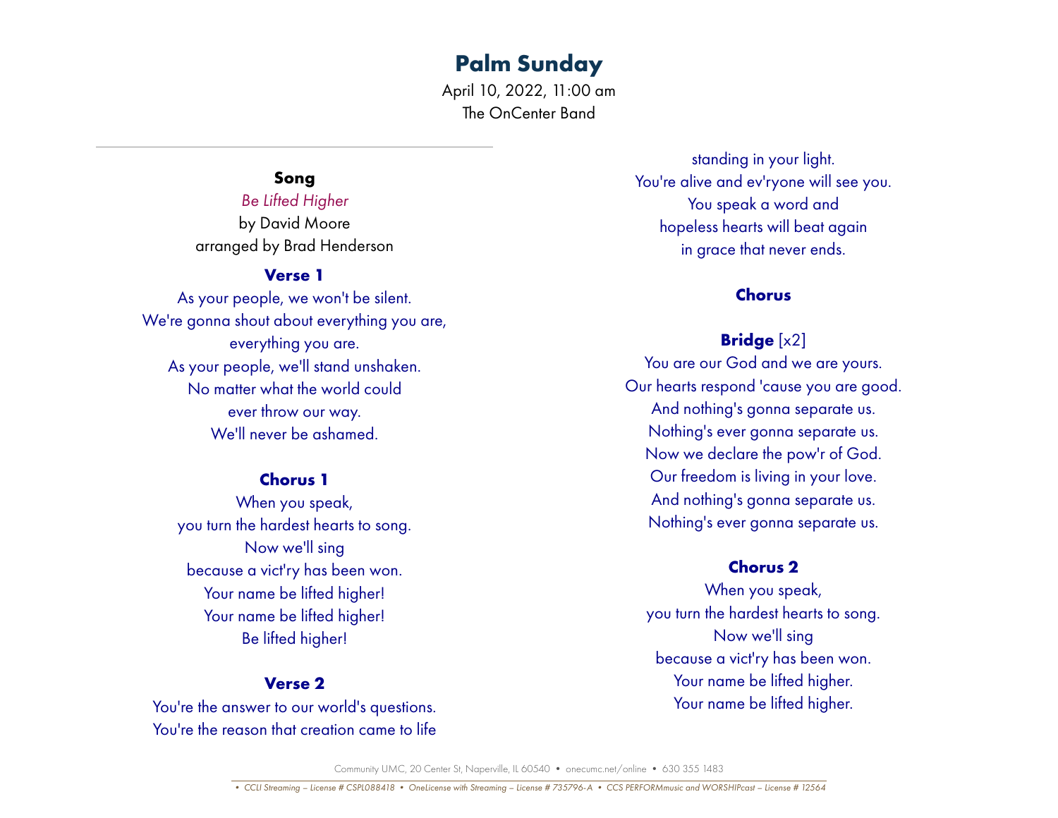# Palm Sunday

April 10, 2022, 11:00 am
The OnCenter Band

---

**Song**

*Be Lifted Higher*
by David Moore
arranged by Brad Henderson

**Verse 1**

As your people, we won't be silent.
We're gonna shout about everything you are,
everything you are.
As your people, we'll stand unshaken.
No matter what the world could
ever throw our way.
We'll never be ashamed.

**Chorus 1**

When you speak,
you turn the hardest hearts to song.
Now we'll sing
because a vict'ry has been won.
Your name be lifted higher!
Your name be lifted higher!
Be lifted higher!

**Verse 2**

You're the answer to our world's questions.
You're the reason that creation came to life
standing in your light.
You're alive and ev'ryone will see you.
You speak a word and
hopeless hearts will beat again
in grace that never ends.

**Chorus**

**Bridge** [x2]

You are our God and we are yours.
Our hearts respond 'cause you are good.
And nothing's gonna separate us.
Nothing's ever gonna separate us.
Now we declare the pow'r of God.
Our freedom is living in your love.
And nothing's gonna separate us.
Nothing's ever gonna separate us.

**Chorus 2**

When you speak,
you turn the hardest hearts to song.
Now we'll sing
because a vict'ry has been won.
Your name be lifted higher.
Your name be lifted higher.

Community UMC, 20 Center St, Naperville, IL 60540 • onecumc.net/online • 630 355 1483

*• CCLI Streaming – License # CSPL088418 • OneLicense with Streaming – License # 735796-A • CCS PERFORMmusic and WORSHIPcast – License # 12564*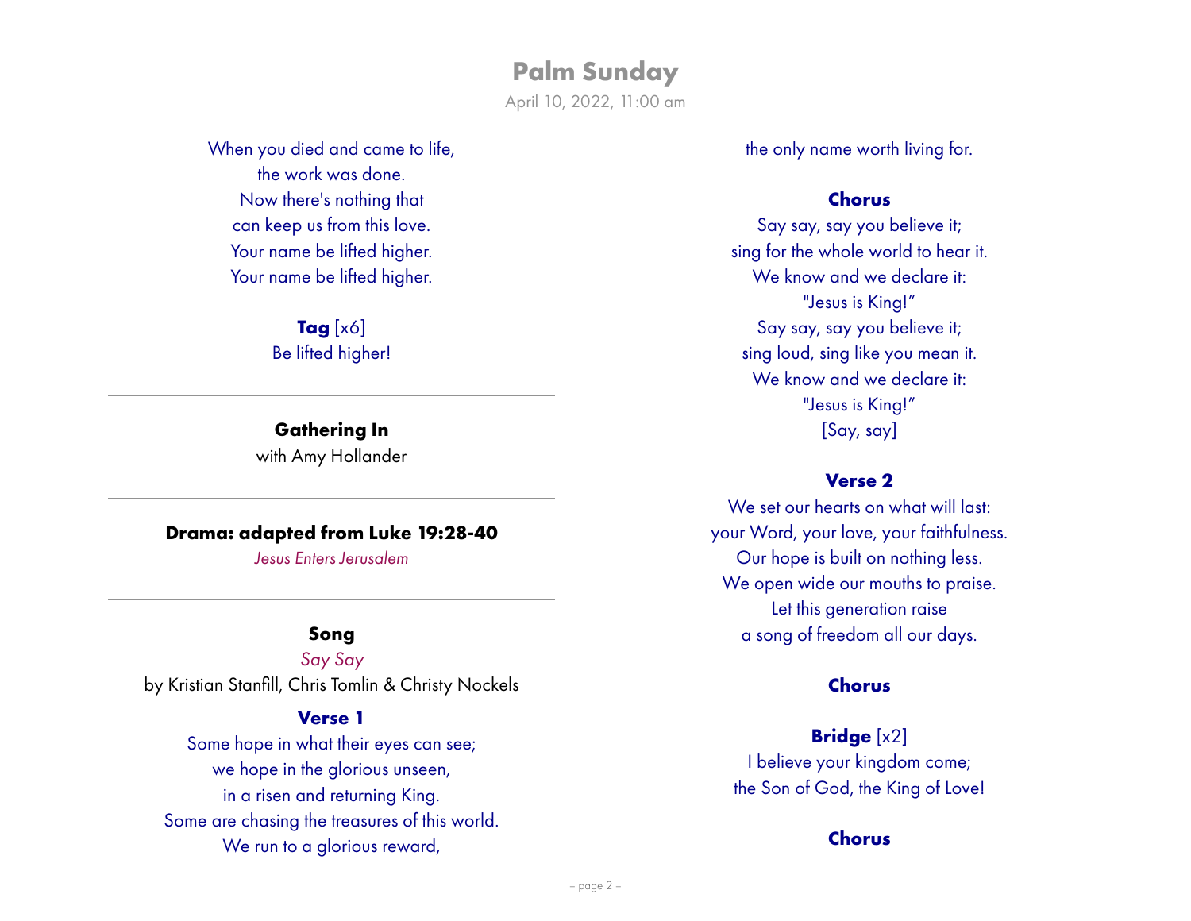When you died and came to life,
the work was done.
Now there's nothing that
can keep us from this love.
Your name be lifted higher.
Your name be lifted higher.

**Tag** [x6]
Be lifted higher!

---

**Gathering In**
with Amy Hollander

---

**Drama: adapted from Luke 19:28-40**
*Jesus Enters Jerusalem*

---

**Song**
*Say Say*
by Kristian Stanfill, Chris Tomlin & Christy Nockels

**Verse 1**
Some hope in what their eyes can see;
we hope in the glorious unseen,
in a risen and returning King.
Some are chasing the treasures of this world.
We run to a glorious reward,
the only name worth living for.

**Chorus**
Say say, say you believe it;
sing for the whole world to hear it.
We know and we declare it:
"Jesus is King!"
Say say, say you believe it;
sing loud, sing like you mean it.
We know and we declare it:
"Jesus is King!"
[Say, say]

**Verse 2**
We set our hearts on what will last:
your Word, your love, your faithfulness.
Our hope is built on nothing less.
We open wide our mouths to praise.
Let this generation raise
a song of freedom all our days.

**Chorus**

**Bridge** [x2]
I believe your kingdom come;
the Son of God, the King of Love!

**Chorus**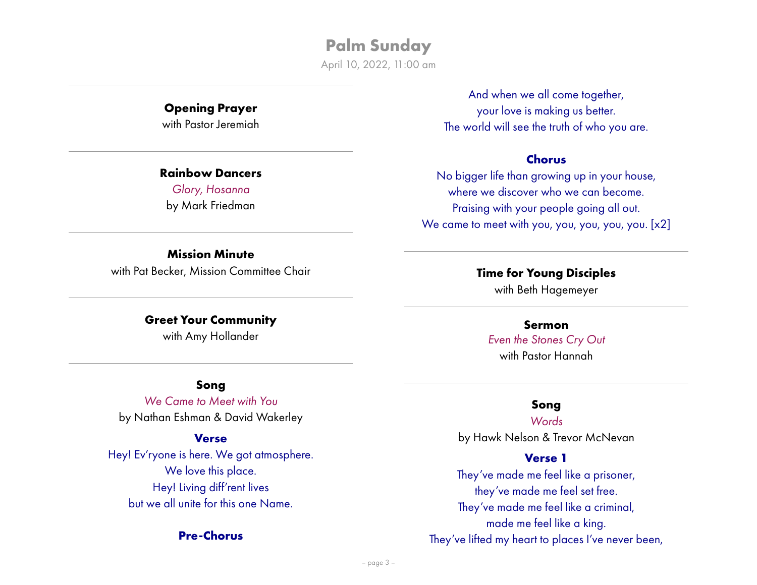# Palm Sunday

April 10, 2022, 11:00 am

---

**Opening Prayer**
with Pastor Jeremiah

---

**Rainbow Dancers**
*Glory, Hosanna*
by Mark Friedman

---

**Mission Minute**
with Pat Becker, Mission Committee Chair

---

**Greet Your Community**
with Amy Hollander

---

**Song**
*We Came to Meet with You*
by Nathan Eshman & David Wakerley

**Verse**
Hey! Ev'ryone is here. We got atmosphere.
We love this place.
Hey! Living diff'rent lives
but we all unite for this one Name.

**Pre-Chorus**
And when we all come together,
your love is making us better.
The world will see the truth of who you are.

**Chorus**
No bigger life than growing up in your house,
where we discover who we can become.
Praising with your people going all out.
We came to meet with you, you, you, you, you. [x2]

---

**Time for Young Disciples**
with Beth Hagemeyer

---

**Sermon**
*Even the Stones Cry Out*
with Pastor Hannah

---

**Song**
*Words*
by Hawk Nelson & Trevor McNevan

**Verse 1**
They've made me feel like a prisoner,
they've made me feel set free.
They've made me feel like a criminal,
made me feel like a king.
They've lifted my heart to places I've never been,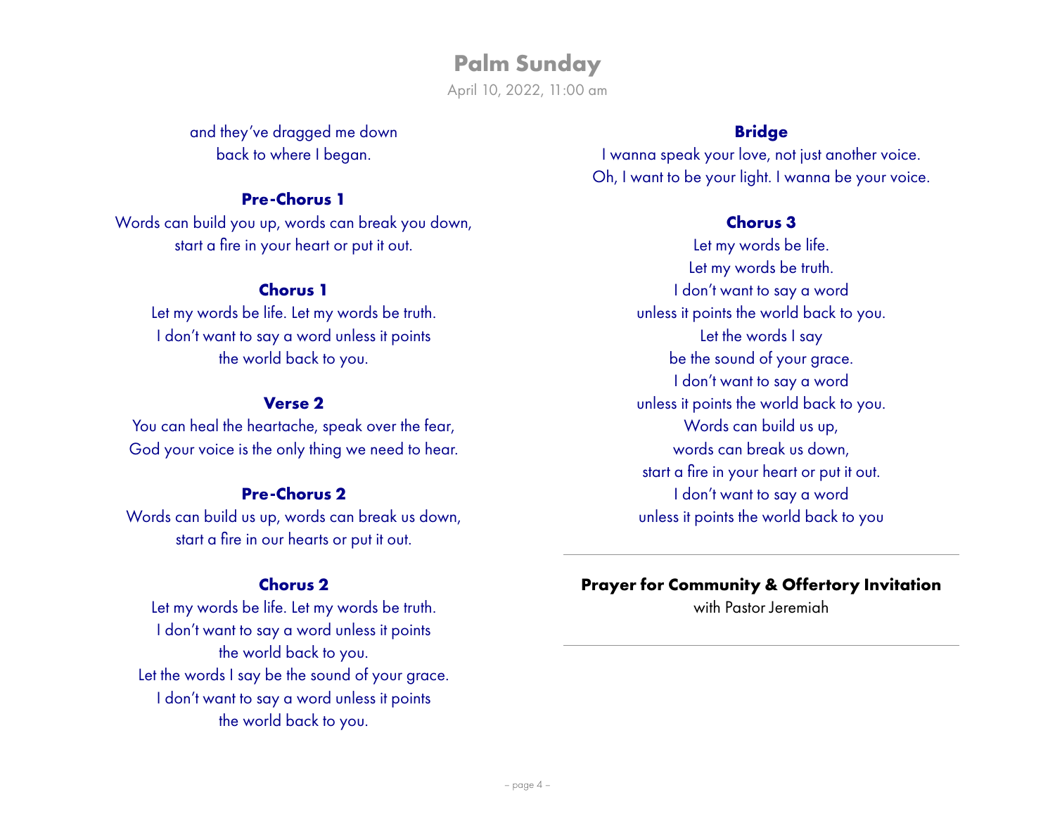and they've dragged me down
back to where I began.

**Pre-Chorus 1**

Words can build you up, words can break you down,
start a fire in your heart or put it out.

**Chorus 1**

Let my words be life. Let my words be truth.
I don't want to say a word unless it points
the world back to you.

**Verse 2**

You can heal the heartache, speak over the fear,
God your voice is the only thing we need to hear.

**Pre-Chorus 2**

Words can build us up, words can break us down,
start a fire in our hearts or put it out.

**Chorus 2**

Let my words be life. Let my words be truth.
I don't want to say a word unless it points
the world back to you.
Let the words I say be the sound of your grace.
I don't want to say a word unless it points
the world back to you.

**Bridge**

I wanna speak your love, not just another voice.
Oh, I want to be your light. I wanna be your voice.

**Chorus 3**

Let my words be life.
Let my words be truth.
I don't want to say a word
unless it points the world back to you.
Let the words I say
be the sound of your grace.
I don't want to say a word
unless it points the world back to you.
Words can build us up,
words can break us down,
start a fire in your heart or put it out.
I don't want to say a word
unless it points the world back to you

---

## Prayer for Community & Offertory Invitation

with Pastor Jeremiah

---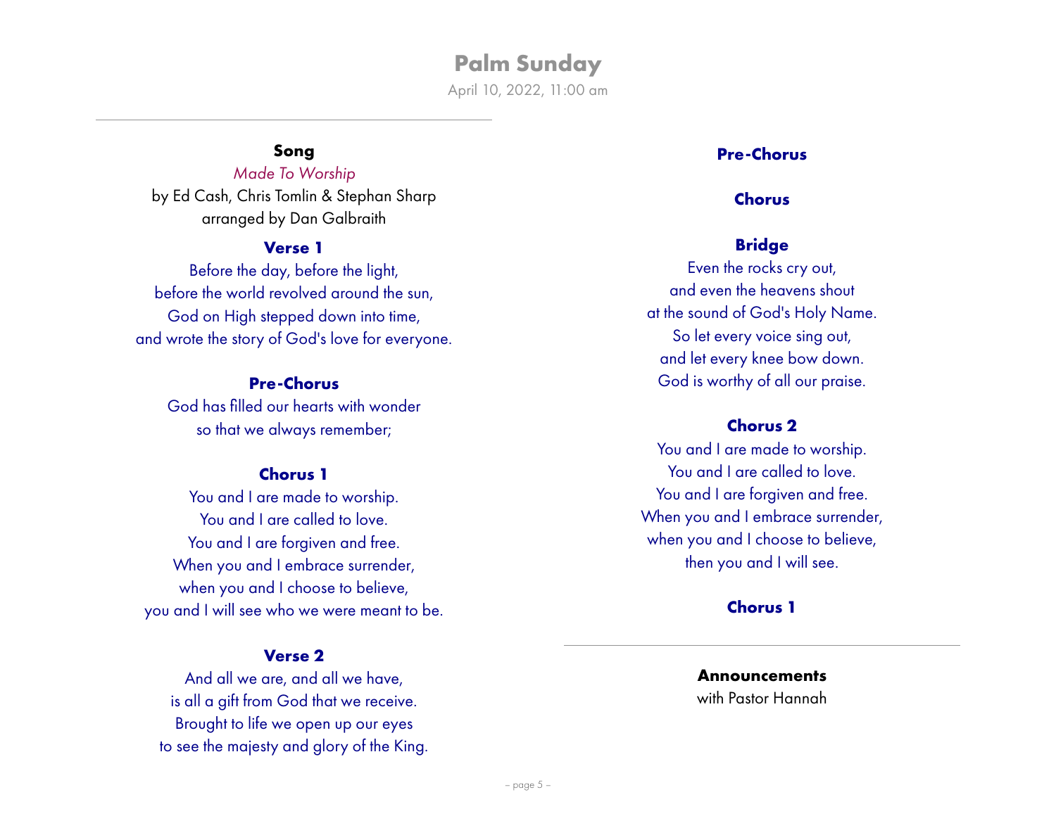# Palm Sunday

April 10, 2022, 11:00 am

---

**Song**

*Made To Worship*

by Ed Cash, Chris Tomlin & Stephan Sharp
arranged by Dan Galbraith

**Verse 1**

Before the day, before the light,
before the world revolved around the sun,
God on High stepped down into time,
and wrote the story of God's love for everyone.

**Pre-Chorus**

God has filled our hearts with wonder
so that we always remember;

**Chorus 1**

You and I are made to worship.
You and I are called to love.
You and I are forgiven and free.
When you and I embrace surrender,
when you and I choose to believe,
you and I will see who we were meant to be.

**Verse 2**

And all we are, and all we have,
is all a gift from God that we receive.
Brought to life we open up our eyes
to see the majesty and glory of the King.

**Pre-Chorus**

**Chorus**

**Bridge**

Even the rocks cry out,
and even the heavens shout
at the sound of God's Holy Name.
So let every voice sing out,
and let every knee bow down.
God is worthy of all our praise.

**Chorus 2**

You and I are made to worship.
You and I are called to love.
You and I are forgiven and free.
When you and I embrace surrender,
when you and I choose to believe,
then you and I will see.

**Chorus 1**

---

**Announcements**

with Pastor Hannah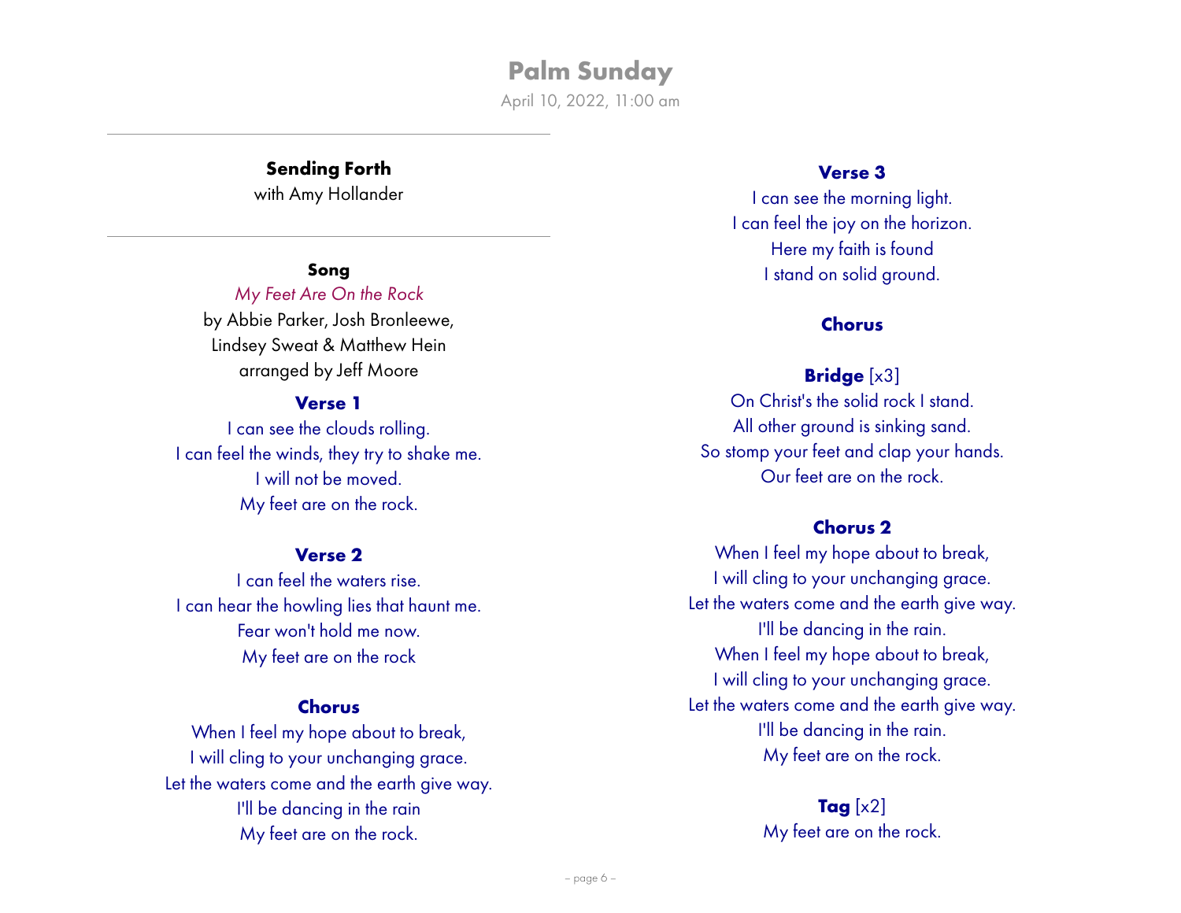# Palm Sunday

April 10, 2022, 11:00 am

---

## Sending Forth

with Amy Hollander

---

### Song

*My Feet Are On the Rock*

by Abbie Parker, Josh Bronleewe,
Lindsey Sweat & Matthew Hein
arranged by Jeff Moore

**Verse 1**

I can see the clouds rolling.
I can feel the winds, they try to shake me.
I will not be moved.
My feet are on the rock.

**Verse 2**

I can feel the waters rise.
I can hear the howling lies that haunt me.
Fear won't hold me now.
My feet are on the rock

**Chorus**

When I feel my hope about to break,
I will cling to your unchanging grace.
Let the waters come and the earth give way.
I'll be dancing in the rain
My feet are on the rock.

**Verse 3**

I can see the morning light.
I can feel the joy on the horizon.
Here my faith is found
I stand on solid ground.

**Chorus**

**Bridge** [x3]

On Christ's the solid rock I stand.
All other ground is sinking sand.
So stomp your feet and clap your hands.
Our feet are on the rock.

**Chorus 2**

When I feel my hope about to break,
I will cling to your unchanging grace.
Let the waters come and the earth give way.
I'll be dancing in the rain.
When I feel my hope about to break,
I will cling to your unchanging grace.
Let the waters come and the earth give way.
I'll be dancing in the rain.
My feet are on the rock.

**Tag** [x2]

My feet are on the rock.